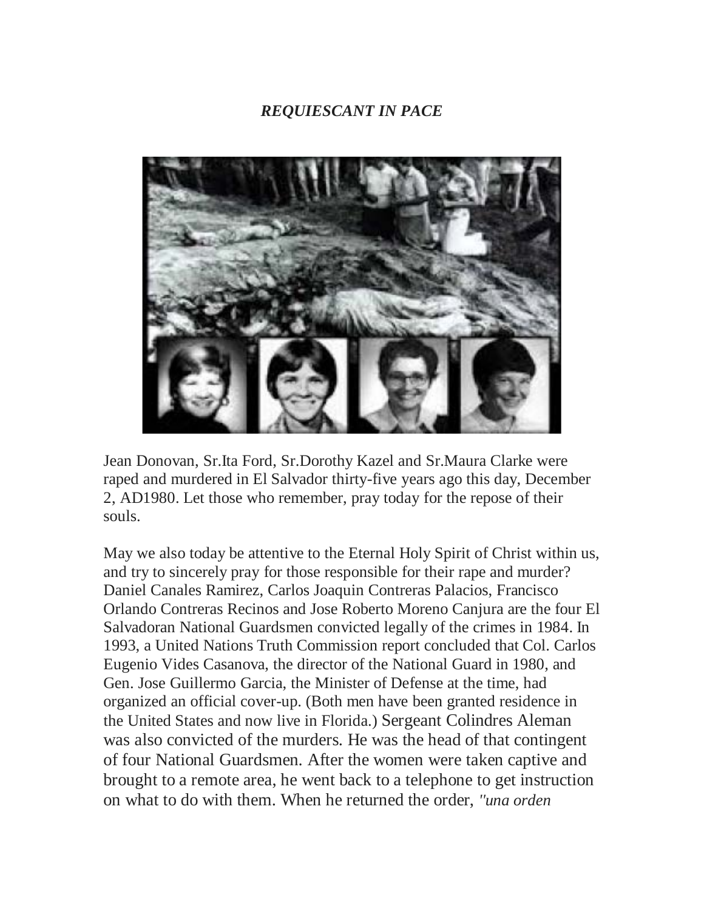*REQUIESCANT IN PACE*

Jean Donovan, Sr.Ita Ford, Sr.Dorothy Kazel and Sr.Maura Clarke were raped and murdered in El Salvador thirty-five years ago this day, December 2, AD1980. Let those who remember, pray today for the repose of their souls.

May we also today be attentive to the Eternal Holy Spirit of Christ within us, and try to sincerely pray for those responsible for their rape and murder? Daniel Canales Ramirez, Carlos Joaquin Contreras Palacios, Francisco Orlando Contreras Recinos and Jose Roberto Moreno Canjura are the four El Salvadoran National Guardsmen convicted legally of the crimes in 1984. In 1993, a United Nations Truth Commission report concluded that Col. Carlos Eugenio Vides Casanova, the director of the National Guard in 1980, and Gen. Jose Guillermo Garcia, the Minister of Defense at the time, had organized an official cover-up. (Both men have been granted residence in the United States and now live in Florida.) Sergeant Colindres Aleman was also convicted of the murders. He was the head of that contingent of four National Guardsmen. After the women were taken captive and brought to a remote area, he went back to a telephone to get instruction on what to do with them. When he returned the order, *"una orden*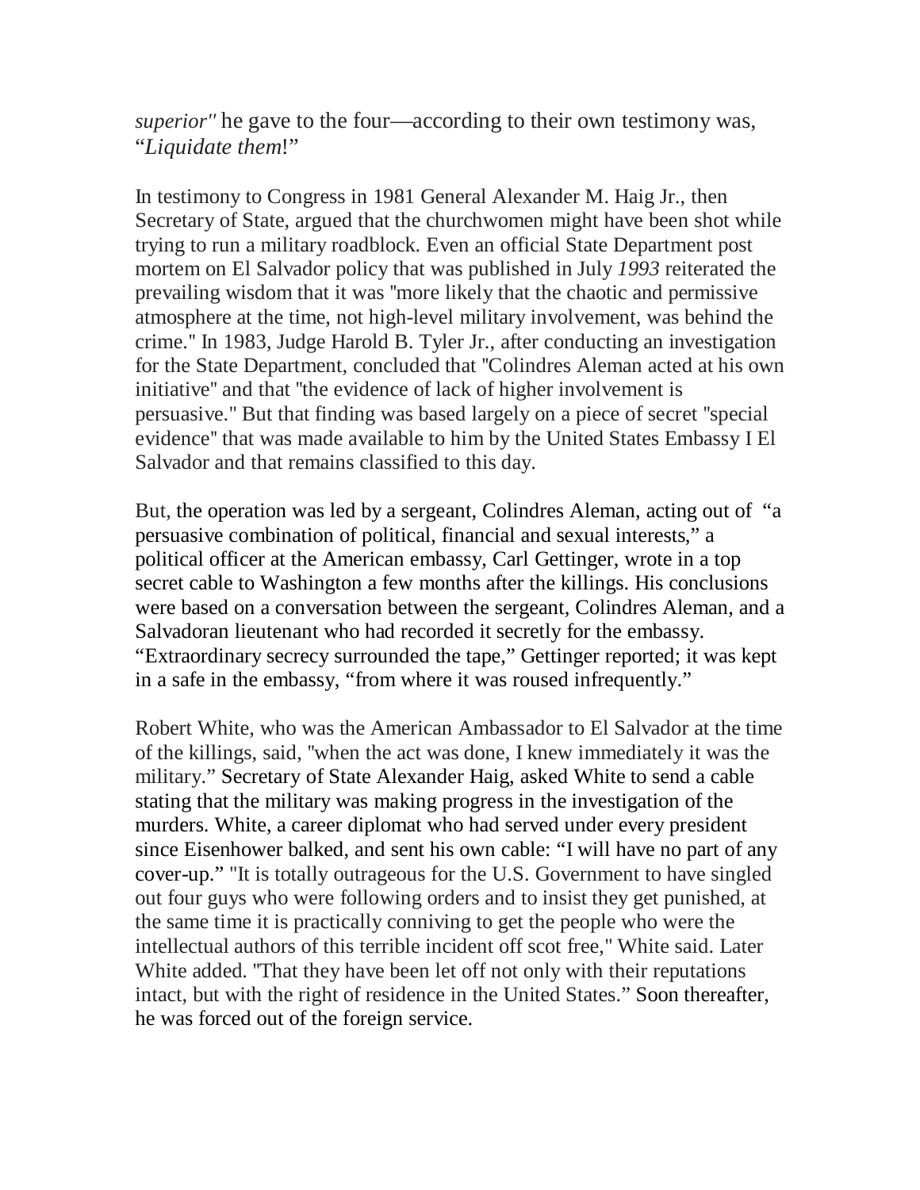*superior"* he gave to the four—according to their own testimony was, "*Liquidate them*!"

In testimony to Congress in 1981 General Alexander M. Haig Jr., then Secretary of State, argued that the churchwomen might have been shot while trying to run a military roadblock. Even an official State Department post mortem on El Salvador policy that was published in July *1993* reiterated the prevailing wisdom that it was "more likely that the chaotic and permissive atmosphere at the time, not high-level military involvement, was behind the crime." In 1983, Judge Harold B. Tyler Jr., after conducting an investigation for the State Department, concluded that "Colindres Aleman acted at his own initiative" and that "the evidence of lack of higher involvement is persuasive." But that finding was based largely on a piece of secret "special evidence" that was made available to him by the United States Embassy I El Salvador and that remains classified to this day.

But, the operation was led by a sergeant, Colindres Aleman, acting out of "a persuasive combination of political, financial and sexual interests," a political officer at the American embassy, Carl Gettinger, wrote in a top secret cable to Washington a few months after the killings. His conclusions were based on a conversation between the sergeant, Colindres Aleman, and a Salvadoran lieutenant who had recorded it secretly for the embassy. "Extraordinary secrecy surrounded the tape," Gettinger reported; it was kept in a safe in the embassy, "from where it was roused infrequently."

Robert White, who was the American Ambassador to El Salvador at the time of the killings, said, "when the act was done, I knew immediately it was the military." Secretary of State Alexander Haig, asked White to send a cable stating that the military was making progress in the investigation of the murders. White, a career diplomat who had served under every president since Eisenhower balked, and sent his own cable: "I will have no part of any cover-up." "It is totally outrageous for the U.S. Government to have singled out four guys who were following orders and to insist they get punished, at the same time it is practically conniving to get the people who were the intellectual authors of this terrible incident off scot free," White said. Later White added. "That they have been let off not only with their reputations intact, but with the right of residence in the United States." Soon thereafter, he was forced out of the foreign service.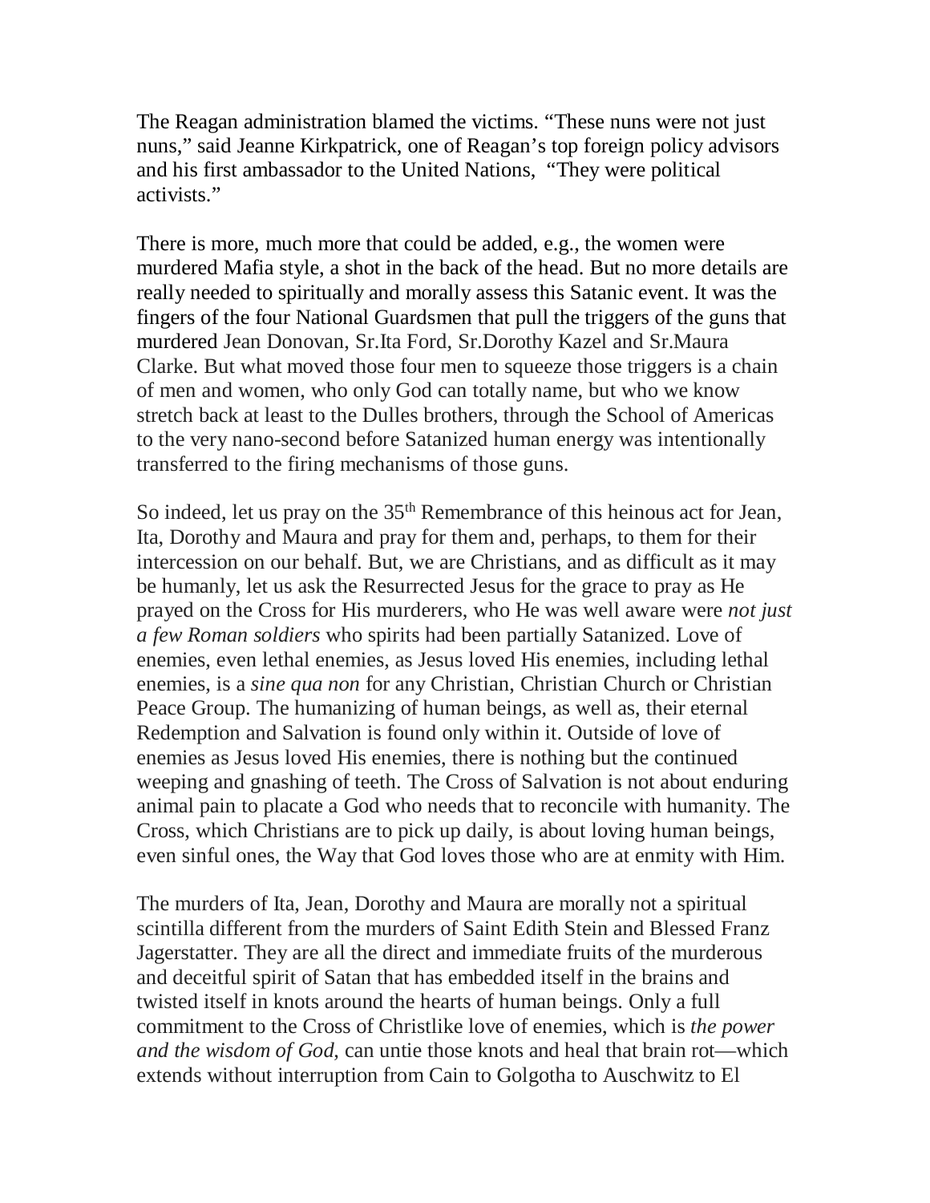The Reagan administration blamed the victims. "These nuns were not just nuns," said Jeanne Kirkpatrick, one of Reagan's top foreign policy advisors and his first ambassador to the United Nations, "They were political activists."

There is more, much more that could be added, e.g., the women were murdered Mafia style, a shot in the back of the head. But no more details are really needed to spiritually and morally assess this Satanic event. It was the fingers of the four National Guardsmen that pull the triggers of the guns that murdered Jean Donovan, Sr.Ita Ford, Sr.Dorothy Kazel and Sr.Maura Clarke. But what moved those four men to squeeze those triggers is a chain of men and women, who only God can totally name, but who we know stretch back at least to the Dulles brothers, through the School of Americas to the very nano-second before Satanized human energy was intentionally transferred to the firing mechanisms of those guns.

So indeed, let us pray on the 35th Remembrance of this heinous act for Jean, Ita, Dorothy and Maura and pray for them and, perhaps, to them for their intercession on our behalf. But, we are Christians, and as difficult as it may be humanly, let us ask the Resurrected Jesus for the grace to pray as He prayed on the Cross for His murderers, who He was well aware were *not just a few Roman soldiers* who spirits had been partially Satanized. Love of enemies, even lethal enemies, as Jesus loved His enemies, including lethal enemies, is a *sine qua non* for any Christian, Christian Church or Christian Peace Group. The humanizing of human beings, as well as, their eternal Redemption and Salvation is found only within it. Outside of love of enemies as Jesus loved His enemies, there is nothing but the continued weeping and gnashing of teeth. The Cross of Salvation is not about enduring animal pain to placate a God who needs that to reconcile with humanity. The Cross, which Christians are to pick up daily, is about loving human beings, even sinful ones, the Way that God loves those who are at enmity with Him.

The murders of Ita, Jean, Dorothy and Maura are morally not a spiritual scintilla different from the murders of Saint Edith Stein and Blessed Franz Jagerstatter. They are all the direct and immediate fruits of the murderous and deceitful spirit of Satan that has embedded itself in the brains and twisted itself in knots around the hearts of human beings. Only a full commitment to the Cross of Christlike love of enemies, which is *the power and the wisdom of God*, can untie those knots and heal that brain rot—which extends without interruption from Cain to Golgotha to Auschwitz to El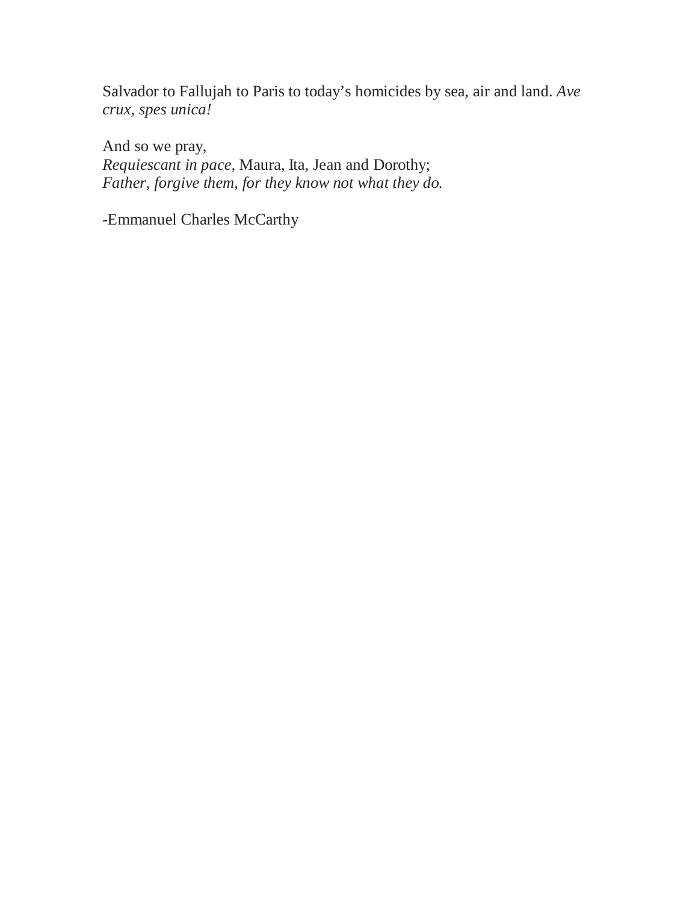Salvador to Fallujah to Paris to today's homicides by sea, air and land. *Ave crux, spes unica!*

And so we pray,
*Requiescant in pace,* Maura, Ita, Jean and Dorothy;
*Father, forgive them, for they know not what they do.*

-Emmanuel Charles McCarthy